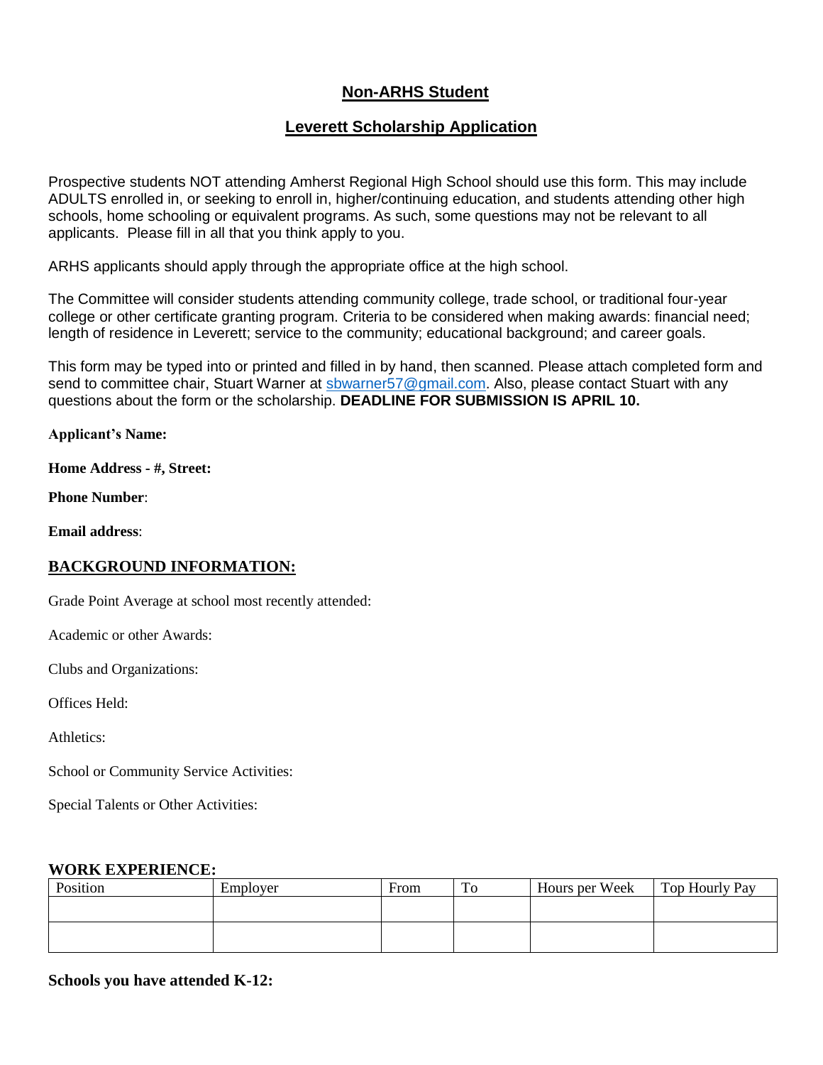# Non-ARHS Student

## Leverett Scholarship Application

Prospective students NOT attending Amherst Regional High School should use this form. This may include ADULTS enrolled in, or seeking to enroll in, higher/continuing education, and students attending other high schools, home schooling or equivalent programs. As such, some questions may not be relevant to all applicants. Please fill in all that you think apply to you.

ARHS applicants should apply through the appropriate office at the high school.

The Committee will consider students attending community college, trade school, or traditional four-year college or other certificate granting program. Criteria to be considered when making awards: financial need; length of residence in Leverett; service to the community; educational background; and career goals.

This form may be typed into or printed and filled in by hand, then scanned. Please attach completed form and send to committee chair, Stuart Warner at sbwarner57@gmail.com. Also, please contact Stuart with any questions about the form or the scholarship. **DEADLINE FOR SUBMISSION IS APRIL 10.**

**Applicant's Name:**

**Home Address - #, Street:**

**Phone Number**:

**Email address**:

## BACKGROUND INFORMATION:

Grade Point Average at school most recently attended:

Academic or other Awards:

Clubs and Organizations:

Offices Held:

Athletics:

School or Community Service Activities:

Special Talents or Other Activities:

**WORK EXPERIENCE:**

| Position | Employer | From | To | Hours per Week | Top Hourly Pay |
|---|---|---|---|---|---|
| | | | | | |
| | | | | | |

**Schools you have attended K-12:**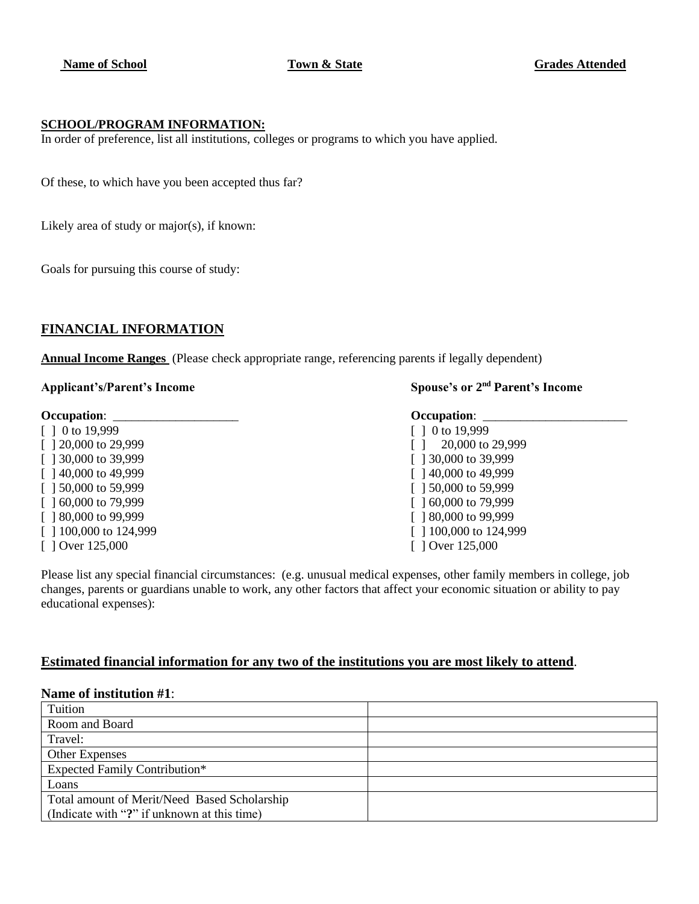| Name of School | Town & State | Grades Attended |
|---|---|---|

**SCHOOL/PROGRAM INFORMATION:**

In order of preference, list all institutions, colleges or programs to which you have applied.

Of these, to which have you been accepted thus far?

Likely area of study or major(s), if known:

Goals for pursuing this course of study:

## FINANCIAL INFORMATION

**Annual Income Ranges** (Please check appropriate range, referencing parents if legally dependent)

**Applicant's/Parent's Income**

**Occupation**: ____________________

[ ] 0 to 19,999
[ ] 20,000 to 29,999
[ ] 30,000 to 39,999
[ ] 40,000 to 49,999
[ ] 50,000 to 59,999
[ ] 60,000 to 79,999
[ ] 80,000 to 99,999
[ ] 100,000 to 124,999
[ ] Over 125,000

**Spouse's or 2nd Parent's Income**

**Occupation**: _______________________

[ ] 0 to 19,999
[ ] 20,000 to 29,999
[ ] 30,000 to 39,999
[ ] 40,000 to 49,999
[ ] 50,000 to 59,999
[ ] 60,000 to 79,999
[ ] 80,000 to 99,999
[ ] 100,000 to 124,999
[ ] Over 125,000

Please list any special financial circumstances: (e.g. unusual medical expenses, other family members in college, job changes, parents or guardians unable to work, any other factors that affect your economic situation or ability to pay educational expenses):

**Estimated financial information for any two of the institutions you are most likely to attend.**

**Name of institution #1**:

| | |
|---|---|
| Tuition | |
| Room and Board | |
| Travel: | |
| Other Expenses | |
| Expected Family Contribution* | |
| Loans | |
| Total amount of Merit/Need Based Scholarship (Indicate with "**?**" if unknown at this time) | |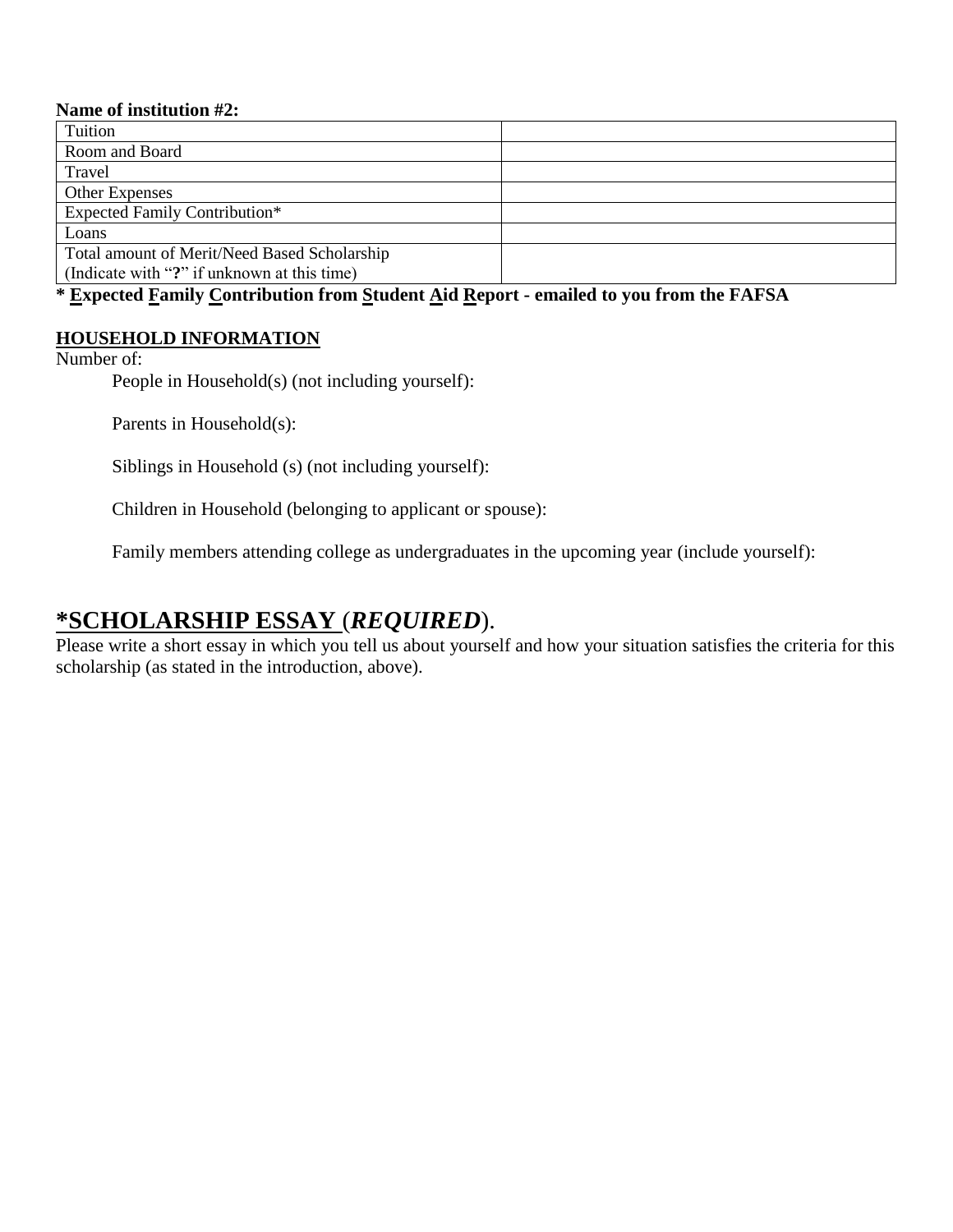**Name of institution #2:**

| | |
|---|---|
| Tuition | |
| Room and Board | |
| Travel | |
| Other Expenses | |
| Expected Family Contribution* | |
| Loans | |
| Total amount of Merit/Need Based Scholarship (Indicate with "**?**" if unknown at this time) | |

**\* Expected Family Contribution from Student Aid Report - emailed to you from the FAFSA**

**HOUSEHOLD INFORMATION**

Number of:

People in Household(s) (not including yourself):

Parents in Household(s):

Siblings in Household (s) (not including yourself):

Children in Household (belonging to applicant or spouse):

Family members attending college as undergraduates in the upcoming year (include yourself):

## *SCHOLARSHIP ESSAY (*REQUIRED*).

Please write a short essay in which you tell us about yourself and how your situation satisfies the criteria for this scholarship (as stated in the introduction, above).